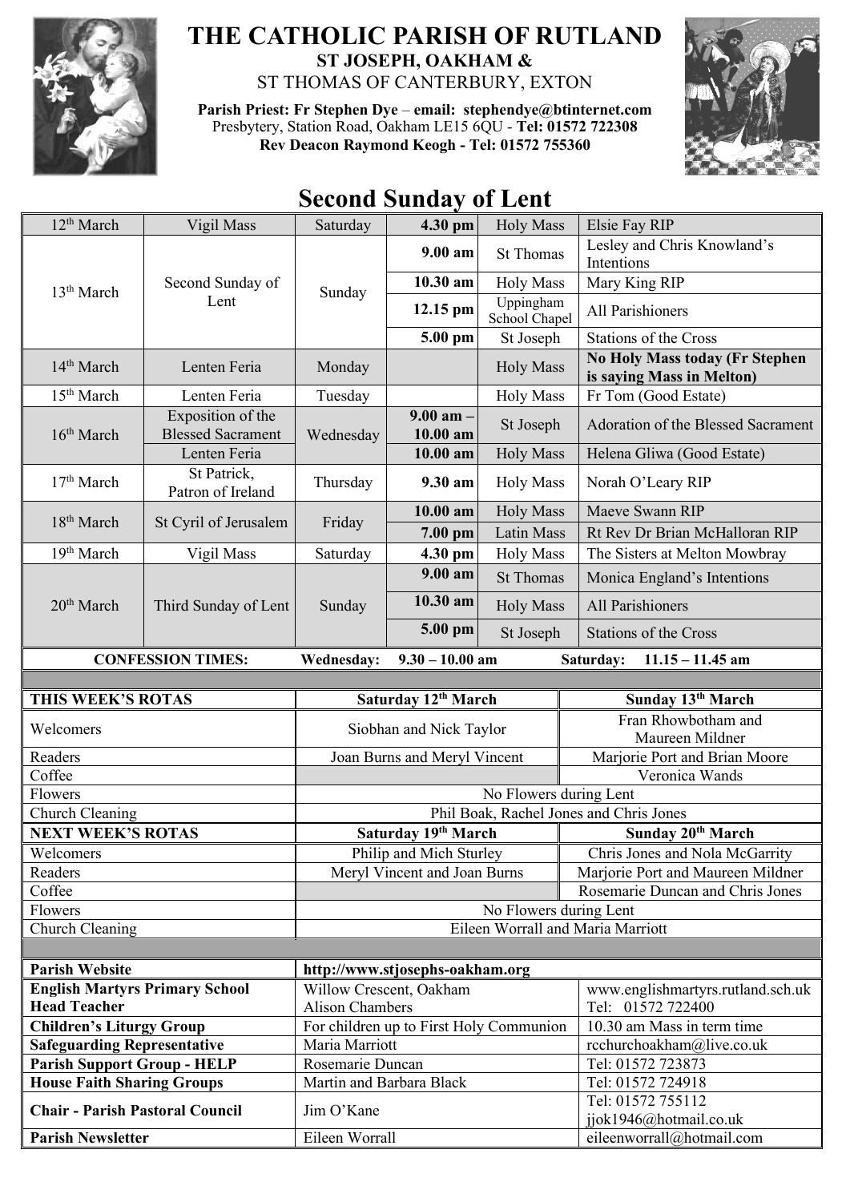# THE CATHOLIC PARISH OF RUTLAND

## ST JOSEPH, OAKHAM &

## ST THOMAS OF CANTERBURY, EXTON

**Parish Priest: Fr Stephen Dye – email: stephendye@btinternet.com**
Presbytery, Station Road, Oakham LE15 6QU - **Tel: 01572 722308**
**Rev Deacon Raymond Keogh - Tel: 01572 755360**

## Second Sunday of Lent

| Date | Occasion | Day | Time | Mass | Intention |
|---|---|---|---|---|---|
| 12th March | Vigil Mass | Saturday | **4.30 pm** | Holy Mass | Elsie Fay RIP |
| 13th March | Second Sunday of Lent | Sunday | **9.00 am** | St Thomas | Lesley and Chris Knowland's Intentions |
| | | | **10.30 am** | Holy Mass | Mary King RIP |
| | | | **12.15 pm** | Uppingham School Chapel | All Parishioners |
| | | | **5.00 pm** | St Joseph | Stations of the Cross |
| 14th March | Lenten Feria | Monday | | Holy Mass | **No Holy Mass today (Fr Stephen is saying Mass in Melton)** |
| 15th March | Lenten Feria | Tuesday | | Holy Mass | Fr Tom (Good Estate) |
| 16th March | Exposition of the Blessed Sacrament | Wednesday | **9.00 am – 10.00 am** | St Joseph | Adoration of the Blessed Sacrament |
| | Lenten Feria | | **10.00 am** | Holy Mass | Helena Gliwa (Good Estate) |
| 17th March | St Patrick, Patron of Ireland | Thursday | **9.30 am** | Holy Mass | Norah O'Leary RIP |
| 18th March | St Cyril of Jerusalem | Friday | **10.00 am** | Holy Mass | Maeve Swann RIP |
| | | | **7.00 pm** | Latin Mass | Rt Rev Dr Brian McHalloran RIP |
| 19th March | Vigil Mass | Saturday | **4.30 pm** | Holy Mass | The Sisters at Melton Mowbray |
| 20th March | Third Sunday of Lent | Sunday | **9.00 am** | St Thomas | Monica England's Intentions |
| | | | **10.30 am** | Holy Mass | All Parishioners |
| | | | **5.00 pm** | St Joseph | Stations of the Cross |

**CONFESSION TIMES:** **Wednesday: 9.30 – 10.00 am** **Saturday: 11.15 – 11.45 am**

| **THIS WEEK'S ROTAS** | **Saturday 12th March** | **Sunday 13th March** |
|---|---|---|
| Welcomers | Siobhan and Nick Taylor | Fran Rhowbotham and Maureen Mildner |
| Readers | Joan Burns and Meryl Vincent | Marjorie Port and Brian Moore |
| Coffee | | Veronica Wands |
| Flowers | No Flowers during Lent | |
| Church Cleaning | Phil Boak, Rachel Jones and Chris Jones | |
| **NEXT WEEK'S ROTAS** | **Saturday 19th March** | **Sunday 20th March** |
| Welcomers | Philip and Mich Sturley | Chris Jones and Nola McGarrity |
| Readers | Meryl Vincent and Joan Burns | Marjorie Port and Maureen Mildner |
| Coffee | | Rosemarie Duncan and Chris Jones |
| Flowers | No Flowers during Lent | |
| Church Cleaning | Eileen Worrall and Maria Marriott | |

| | | |
|---|---|---|
| **Parish Website** | **http://www.stjosephs-oakham.org** | |
| **English Martyrs Primary School Head Teacher** | Willow Crescent, Oakham Alison Chambers | www.englishmartyrs.rutland.sch.uk Tel: 01572 722400 |
| **Children's Liturgy Group** | For children up to First Holy Communion | 10.30 am Mass in term time |
| **Safeguarding Representative** | Maria Marriott | rcchurchoakham@live.co.uk |
| **Parish Support Group - HELP** | Rosemarie Duncan | Tel: 01572 723873 |
| **House Faith Sharing Groups** | Martin and Barbara Black | Tel: 01572 724918 |
| **Chair - Parish Pastoral Council** | Jim O'Kane | Tel: 01572 755112 jjok1946@hotmail.co.uk |
| **Parish Newsletter** | Eileen Worrall | eileenworrall@hotmail.com |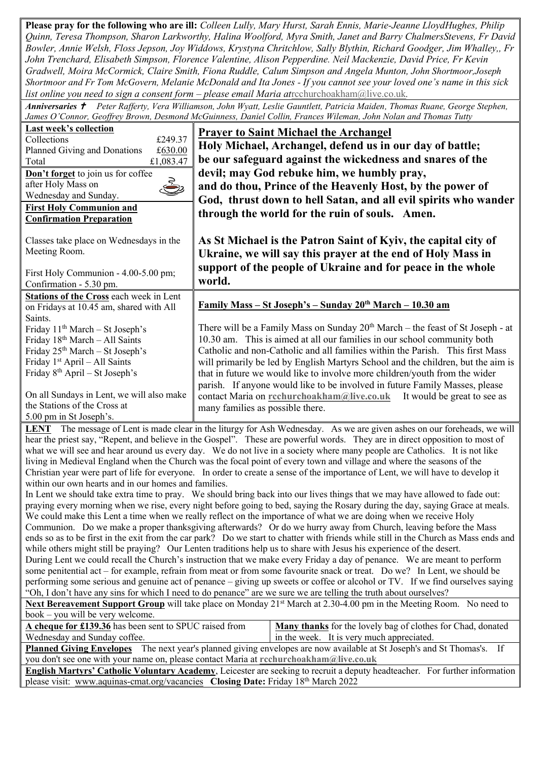**Please pray for the following who are ill:** *Colleen Lully, Mary Hurst, Sarah Ennis, Marie-Jeanne LloydHughes, Philip Quinn, Teresa Thompson, Sharon Larkworthy, Halina Woolford, Myra Smith, Janet and Barry ChalmersStevens, Fr David Bowler, Annie Welsh, Floss Jepson, Joy Widdows, Krystyna Critchlow, Sally Blythin, Richard Goodger, Jim Whalley,, Fr John Trenchard, Elisabeth Simpson, Florence Valentine, Alison Pepperdine. Neil Mackenzie, David Price, Fr Kevin Gradwell, Moira McCormick, Claire Smith, Fiona Ruddle, Calum Simpson and Angela Munton, John Shortmoor,Joseph Shortmoor and Fr Tom McGovern, Melanie McDonald and Ita Jones - If you cannot see your loved one's name in this sick list online you need to sign a consent form – please email Maria at*rcchurchoakham@live.co.uk.

***Anniversaries*** ✝ *Peter Rafferty, Vera Williamson, John Wyatt, Leslie Gauntlett, Patricia Maiden, Thomas Ruane, George Stephen, James O'Connor, Geoffrey Brown, Desmond McGuinness, Daniel Collin, Frances Wileman, John Nolan and Thomas Tutty*

**Last week's collection**

| | |
|---|---|
| Collections | £249.37 |
| Planned Giving and Donations | £630.00 |
| Total | £1,083.47 |

**Don't forget** to join us for coffee after Holy Mass on Wednesday and Sunday.

**First Holy Communion and Confirmation Preparation**

Classes take place on Wednesdays in the Meeting Room.

First Holy Communion - 4.00-5.00 pm; Confirmation - 5.30 pm.

**Stations of the Cross** each week in Lent on Fridays at 10.45 am, shared with All Saints.

Friday 11th March – St Joseph's
Friday 18th March – All Saints
Friday 25th March – St Joseph's
Friday 1st April – All Saints
Friday 8th April – St Joseph's

On all Sundays in Lent, we will also make the Stations of the Cross at 5.00 pm in St Joseph's.

## Prayer to Saint Michael the Archangel

**Holy Michael, Archangel, defend us in our day of battle; be our safeguard against the wickedness and snares of the devil; may God rebuke him, we humbly pray, and do thou, Prince of the Heavenly Host, by the power of God, thrust down to hell Satan, and all evil spirits who wander through the world for the ruin of souls. Amen.**

**As St Michael is the Patron Saint of Kyiv, the capital city of Ukraine, we will say this prayer at the end of Holy Mass in support of the people of Ukraine and for peace in the whole world.**

**Family Mass – St Joseph's – Sunday 20th March – 10.30 am**

There will be a Family Mass on Sunday 20th March – the feast of St Joseph - at 10.30 am. This is aimed at all our families in our school community both Catholic and non-Catholic and all families within the Parish. This first Mass will primarily be led by English Martyrs School and the children, but the aim is that in future we would like to involve more children/youth from the wider parish. If anyone would like to be involved in future Family Masses, please contact Maria on **rcchurchoakham@live.co.uk** It would be great to see as many families as possible there.

**LENT** The message of Lent is made clear in the liturgy for Ash Wednesday. As we are given ashes on our foreheads, we will hear the priest say, "Repent, and believe in the Gospel". These are powerful words. They are in direct opposition to most of what we will see and hear around us every day. We do not live in a society where many people are Catholics. It is not like living in Medieval England when the Church was the focal point of every town and village and where the seasons of the Christian year were part of life for everyone. In order to create a sense of the importance of Lent, we will have to develop it within our own hearts and in our homes and families.

In Lent we should take extra time to pray. We should bring back into our lives things that we may have allowed to fade out: praying every morning when we rise, every night before going to bed, saying the Rosary during the day, saying Grace at meals. We could make this Lent a time when we really reflect on the importance of what we are doing when we receive Holy Communion. Do we make a proper thanksgiving afterwards? Or do we hurry away from Church, leaving before the Mass ends so as to be first in the exit from the car park? Do we start to chatter with friends while still in the Church as Mass ends and while others might still be praying? Our Lenten traditions help us to share with Jesus his experience of the desert.

During Lent we could recall the Church's instruction that we make every Friday a day of penance. We are meant to perform some penitential act – for example, refrain from meat or from some favourite snack or treat. Do we? In Lent, we should be performing some serious and genuine act of penance – giving up sweets or coffee or alcohol or TV. If we find ourselves saying "Oh, I don't have any sins for which I need to do penance" are we sure we are telling the truth about ourselves?

**Next Bereavement Support Group** will take place on Monday 21st March at 2.30-4.00 pm in the Meeting Room. No need to book – you will be very welcome.

**A cheque for £139.36** has been sent to SPUC raised from Wednesday and Sunday coffee.

**Many thanks** for the lovely bag of clothes for Chad, donated in the week. It is very much appreciated.

**Planned Giving Envelopes** The next year's planned giving envelopes are now available at St Joseph's and St Thomas's. If you don't see one with your name on, please contact Maria at **rcchurchoakham@live.co.uk**

**English Martyrs' Catholic Voluntary Academy**, Leicester are seeking to recruit a deputy headteacher. For further information please visit: www.aquinas-cmat.org/vacancies **Closing Date:** Friday 18th March 2022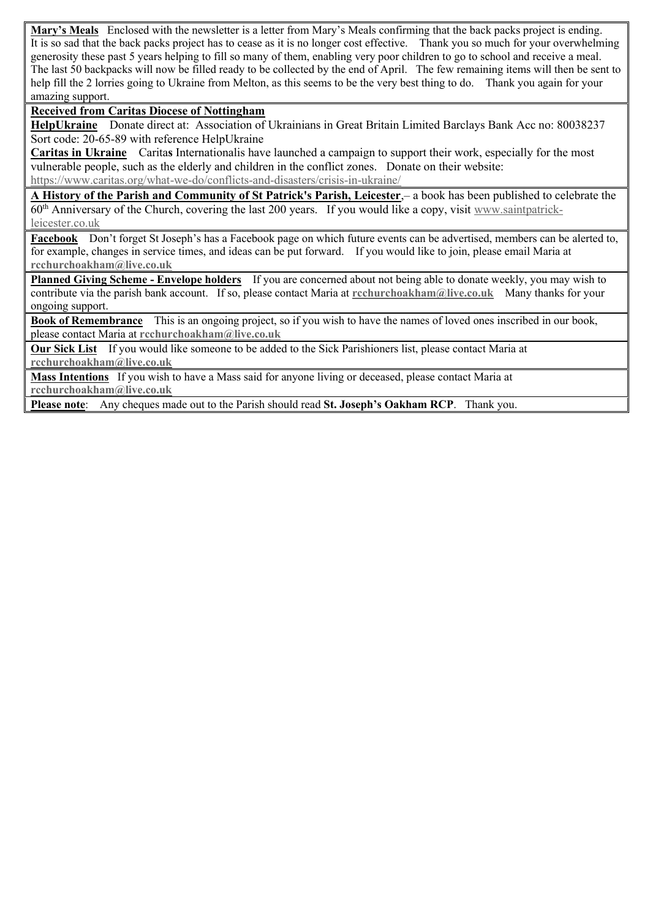**Mary's Meals** Enclosed with the newsletter is a letter from Mary's Meals confirming that the back packs project is ending. It is so sad that the back packs project has to cease as it is no longer cost effective. Thank you so much for your overwhelming generosity these past 5 years helping to fill so many of them, enabling very poor children to go to school and receive a meal. The last 50 backpacks will now be filled ready to be collected by the end of April. The few remaining items will then be sent to help fill the 2 lorries going to Ukraine from Melton, as this seems to be the very best thing to do. Thank you again for your amazing support.

**Received from Caritas Diocese of Nottingham**

**HelpUkraine** Donate direct at: Association of Ukrainians in Great Britain Limited Barclays Bank Acc no: 80038237 Sort code: 20-65-89 with reference HelpUkraine

**Caritas in Ukraine** Caritas Internationalis have launched a campaign to support their work, especially for the most vulnerable people, such as the elderly and children in the conflict zones. Donate on their website: https://www.caritas.org/what-we-do/conflicts-and-disasters/crisis-in-ukraine/

**A History of the Parish and Community of St Patrick's Parish, Leicester**,– a book has been published to celebrate the 60th Anniversary of the Church, covering the last 200 years. If you would like a copy, visit www.saintpatrick-leicester.co.uk

**Facebook** Don't forget St Joseph's has a Facebook page on which future events can be advertised, members can be alerted to, for example, changes in service times, and ideas can be put forward. If you would like to join, please email Maria at **rcchurchoakham@live.co.uk**

**Planned Giving Scheme - Envelope holders** If you are concerned about not being able to donate weekly, you may wish to contribute via the parish bank account. If so, please contact Maria at **rcchurchoakham@live.co.uk** Many thanks for your ongoing support.

**Book of Remembrance** This is an ongoing project, so if you wish to have the names of loved ones inscribed in our book, please contact Maria at **rcchurchoakham@live.co.uk**

**Our Sick List** If you would like someone to be added to the Sick Parishioners list, please contact Maria at **rcchurchoakham@live.co.uk**

**Mass Intentions** If you wish to have a Mass said for anyone living or deceased, please contact Maria at **rcchurchoakham@live.co.uk**

**Please note**: Any cheques made out to the Parish should read **St. Joseph's Oakham RCP**. Thank you.